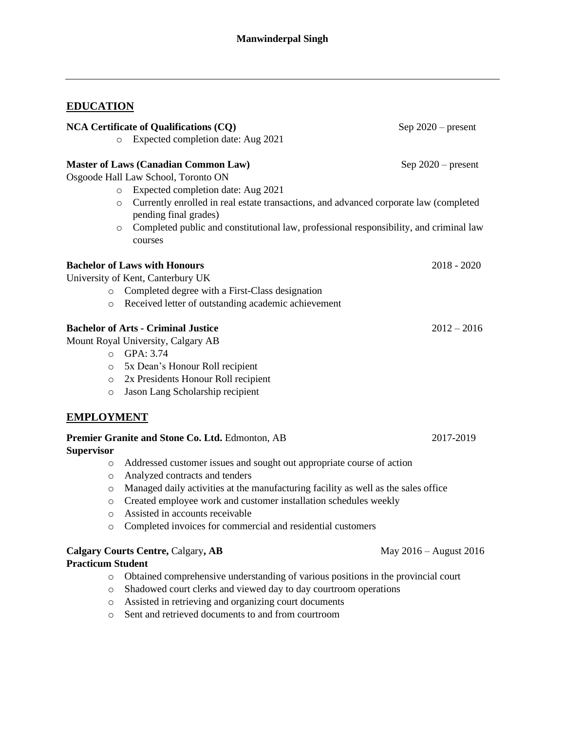# Manwinderpal Singh

---

## EDUCATION

**NCA Certificate of Qualifications (CQ)** Sep 2020 – present

- Expected completion date: Aug 2021

**Master of Laws (Canadian Common Law)** Sep 2020 – present
Osgoode Hall Law School, Toronto ON

- Expected completion date: Aug 2021
- Currently enrolled in real estate transactions, and advanced corporate law (completed pending final grades)
- Completed public and constitutional law, professional responsibility, and criminal law courses

**Bachelor of Laws with Honours** 2018 - 2020
University of Kent, Canterbury UK

- Completed degree with a First-Class designation
- Received letter of outstanding academic achievement

**Bachelor of Arts - Criminal Justice** 2012 – 2016
Mount Royal University, Calgary AB

- GPA: 3.74
- 5x Dean's Honour Roll recipient
- 2x Presidents Honour Roll recipient
- Jason Lang Scholarship recipient

## EMPLOYMENT

**Premier Granite and Stone Co. Ltd.** Edmonton, AB 2017-2019
**Supervisor**

- Addressed customer issues and sought out appropriate course of action
- Analyzed contracts and tenders
- Managed daily activities at the manufacturing facility as well as the sales office
- Created employee work and customer installation schedules weekly
- Assisted in accounts receivable
- Completed invoices for commercial and residential customers

**Calgary Courts Centre,** Calgary**, AB** May 2016 – August 2016
**Practicum Student**

- Obtained comprehensive understanding of various positions in the provincial court
- Shadowed court clerks and viewed day to day courtroom operations
- Assisted in retrieving and organizing court documents
- Sent and retrieved documents to and from courtroom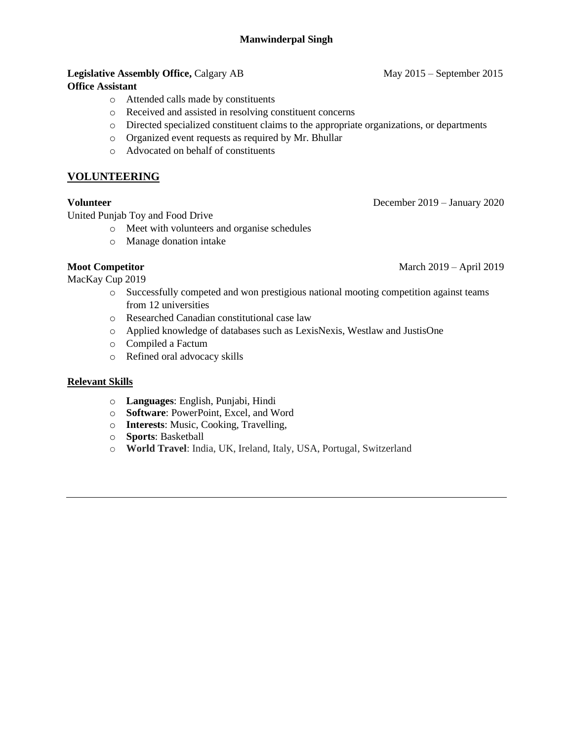**Manwinderpal Singh**

**Legislative Assembly Office,** Calgary AB — May 2015 – September 2015
**Office Assistant**

- Attended calls made by constituents
- Received and assisted in resolving constituent concerns
- Directed specialized constituent claims to the appropriate organizations, or departments
- Organized event requests as required by Mr. Bhullar
- Advocated on behalf of constituents

## VOLUNTEERING

**Volunteer** — December 2019 – January 2020
United Punjab Toy and Food Drive

- Meet with volunteers and organise schedules
- Manage donation intake

**Moot Competitor** — March 2019 – April 2019
MacKay Cup 2019

- Successfully competed and won prestigious national mooting competition against teams from 12 universities
- Researched Canadian constitutional case law
- Applied knowledge of databases such as LexisNexis, Westlaw and JustisOne
- Compiled a Factum
- Refined oral advocacy skills

## Relevant Skills

- **Languages**: English, Punjabi, Hindi
- **Software**: PowerPoint, Excel, and Word
- **Interests**: Music, Cooking, Travelling,
- **Sports**: Basketball
- **World Travel**: India, UK, Ireland, Italy, USA, Portugal, Switzerland